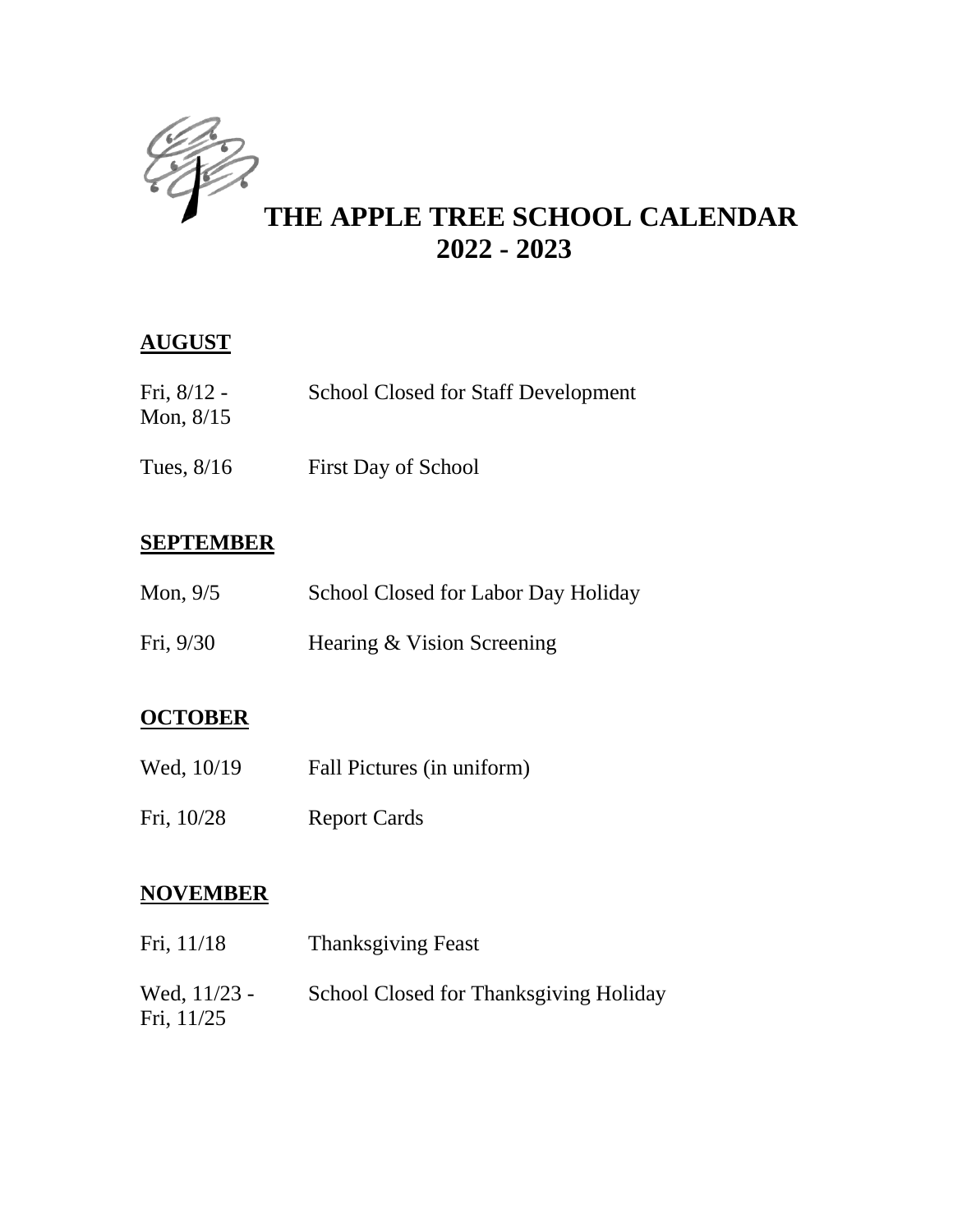# THE APPLE TREE SCHOOL CALENDAR 2022 - 2023

## AUGUST

| | |
|---|---|
| Fri, 8/12 - Mon, 8/15 | School Closed for Staff Development |
| Tues, 8/16 | First Day of School |

## SEPTEMBER

| | |
|---|---|
| Mon, 9/5 | School Closed for Labor Day Holiday |
| Fri, 9/30 | Hearing & Vision Screening |

## OCTOBER

| | |
|---|---|
| Wed, 10/19 | Fall Pictures (in uniform) |
| Fri, 10/28 | Report Cards |

## NOVEMBER

| | |
|---|---|
| Fri, 11/18 | Thanksgiving Feast |
| Wed, 11/23 - Fri, 11/25 | School Closed for Thanksgiving Holiday |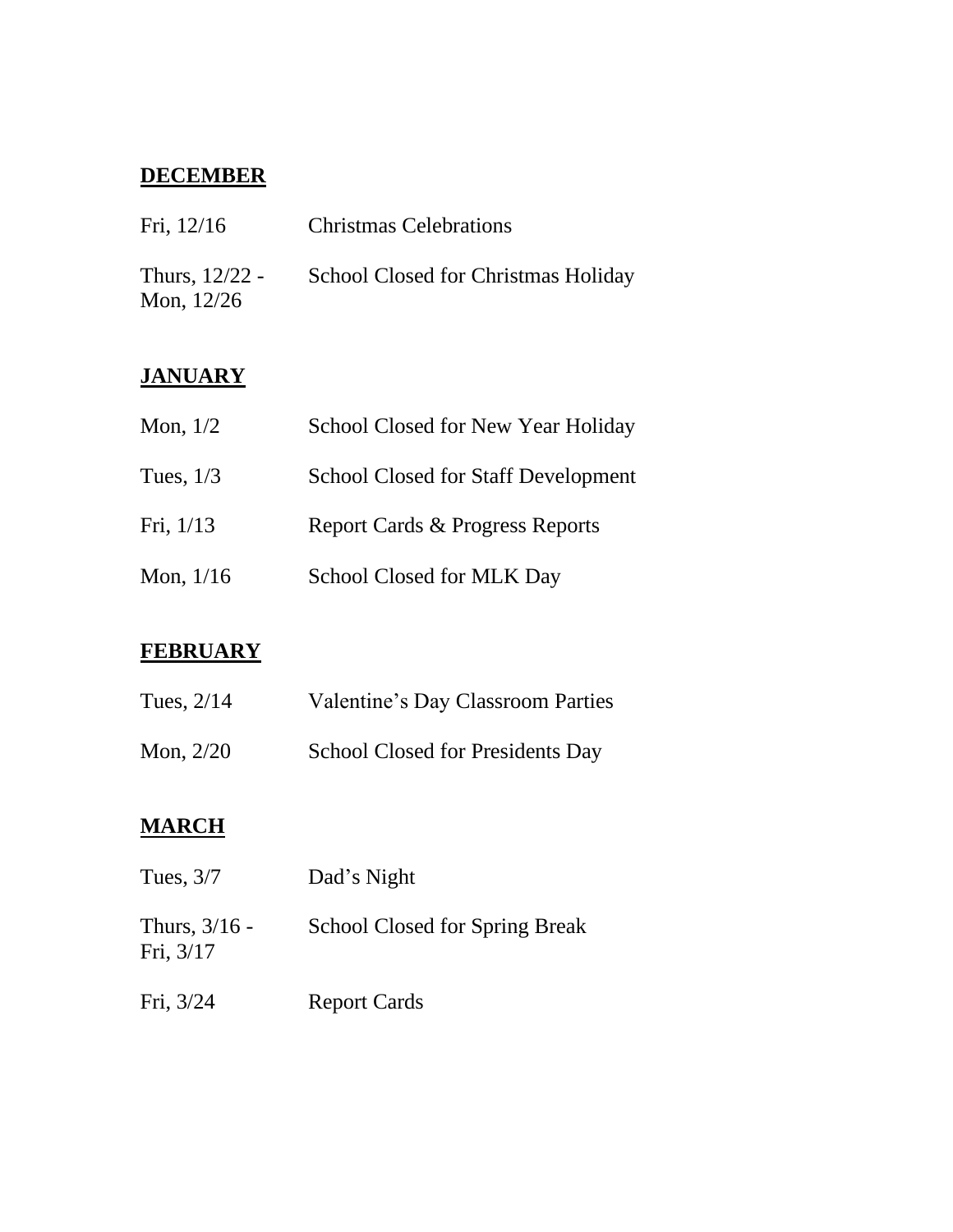**DECEMBER**

| | |
|---|---|
| Fri, 12/16 | Christmas Celebrations |
| Thurs, 12/22 - Mon, 12/26 | School Closed for Christmas Holiday |

**JANUARY**

| | |
|---|---|
| Mon, 1/2 | School Closed for New Year Holiday |
| Tues, 1/3 | School Closed for Staff Development |
| Fri, 1/13 | Report Cards & Progress Reports |
| Mon, 1/16 | School Closed for MLK Day |

**FEBRUARY**

| | |
|---|---|
| Tues, 2/14 | Valentine's Day Classroom Parties |
| Mon, 2/20 | School Closed for Presidents Day |

**MARCH**

| | |
|---|---|
| Tues, 3/7 | Dad's Night |
| Thurs, 3/16 - Fri, 3/17 | School Closed for Spring Break |
| Fri, 3/24 | Report Cards |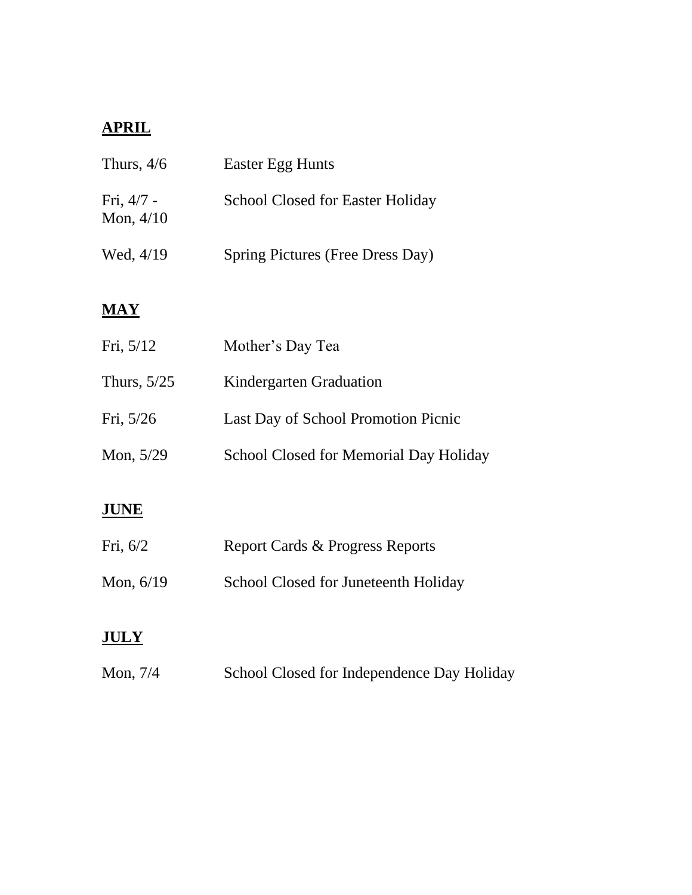**APRIL**

| | |
|---|---|
| Thurs, 4/6 | Easter Egg Hunts |
| Fri, 4/7 - Mon, 4/10 | School Closed for Easter Holiday |
| Wed, 4/19 | Spring Pictures (Free Dress Day) |

**MAY**

| | |
|---|---|
| Fri, 5/12 | Mother's Day Tea |
| Thurs, 5/25 | Kindergarten Graduation |
| Fri, 5/26 | Last Day of School Promotion Picnic |
| Mon, 5/29 | School Closed for Memorial Day Holiday |

**JUNE**

| | |
|---|---|
| Fri, 6/2 | Report Cards & Progress Reports |
| Mon, 6/19 | School Closed for Juneteenth Holiday |

**JULY**

| | |
|---|---|
| Mon, 7/4 | School Closed for Independence Day Holiday |